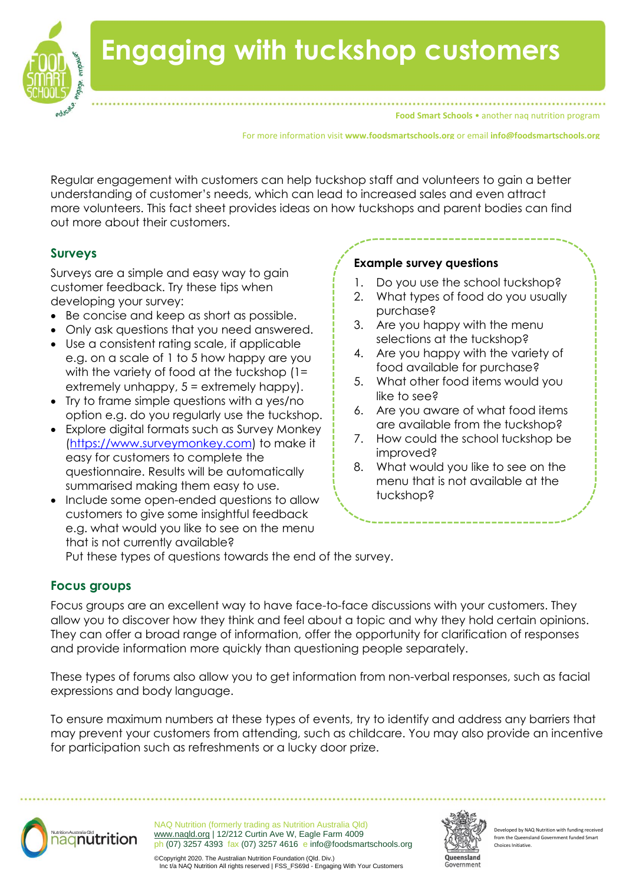# Engaging with tuckshop customers

Food Smart Schools • another naq nutrition program

For more information visit **www.foodsmartschools.org** or email **info@foodsmartschools.org**

Regular engagement with customers can help tuckshop staff and volunteers to gain a better understanding of customer's needs, which can lead to increased sales and even attract more volunteers. This fact sheet provides ideas on how tuckshops and parent bodies can find out more about their customers.

## Surveys

Surveys are a simple and easy way to gain customer feedback. Try these tips when developing your survey:

- Be concise and keep as short as possible.
- Only ask questions that you need answered.
- Use a consistent rating scale, if applicable e.g. on a scale of 1 to 5 how happy are you with the variety of food at the tuckshop (1= extremely unhappy, 5 = extremely happy).
- Try to frame simple questions with a yes/no option e.g. do you regularly use the tuckshop.
- Explore digital formats such as Survey Monkey (https://www.surveymonkey.com) to make it easy for customers to complete the questionnaire. Results will be automatically summarised making them easy to use.
- Include some open-ended questions to allow customers to give some insightful feedback e.g. what would you like to see on the menu that is not currently available? Put these types of questions towards the end of the survey.

**Example survey questions**

1. Do you use the school tuckshop?
2. What types of food do you usually purchase?
3. Are you happy with the menu selections at the tuckshop?
4. Are you happy with the variety of food available for purchase?
5. What other food items would you like to see?
6. Are you aware of what food items are available from the tuckshop?
7. How could the school tuckshop be improved?
8. What would you like to see on the menu that is not available at the tuckshop?

## Focus groups

Focus groups are an excellent way to have face-to-face discussions with your customers. They allow you to discover how they think and feel about a topic and why they hold certain opinions. They can offer a broad range of information, offer the opportunity for clarification of responses and provide information more quickly than questioning people separately.

These types of forums also allow you to get information from non-verbal responses, such as facial expressions and body language.

To ensure maximum numbers at these types of events, try to identify and address any barriers that may prevent your customers from attending, such as childcare. You may also provide an incentive for participation such as refreshments or a lucky door prize.

NAQ Nutrition (formerly trading as Nutrition Australia Qld)
www.naqld.org | 12/212 Curtin Ave W, Eagle Farm 4009
ph (07) 3257 4393 fax (07) 3257 4616 e info@foodsmartschools.org

©Copyright 2020. The Australian Nutrition Foundation (Qld. Div.) Inc t/a NAQ Nutrition All rights reserved | FSS_FS69d - Engaging With Your Customers

Developed by NAQ Nutrition with funding received from the Queensland Government funded Smart Choices Initiative.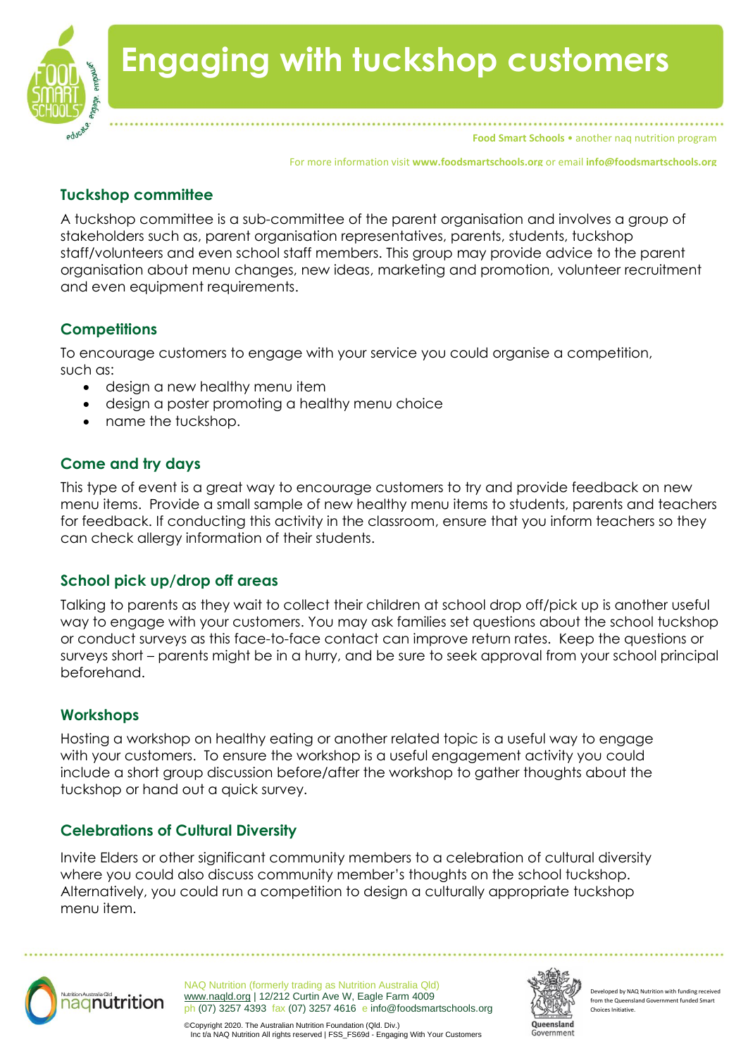# Engaging with tuckshop customers

Food Smart Schools • another naq nutrition program

For more information visit **www.foodsmartschools.org** or email **info@foodsmartschools.org**

## Tuckshop committee

A tuckshop committee is a sub-committee of the parent organisation and involves a group of stakeholders such as, parent organisation representatives, parents, students, tuckshop staff/volunteers and even school staff members. This group may provide advice to the parent organisation about menu changes, new ideas, marketing and promotion, volunteer recruitment and even equipment requirements.

## Competitions

To encourage customers to engage with your service you could organise a competition, such as:

- design a new healthy menu item
- design a poster promoting a healthy menu choice
- name the tuckshop.

## Come and try days

This type of event is a great way to encourage customers to try and provide feedback on new menu items. Provide a small sample of new healthy menu items to students, parents and teachers for feedback. If conducting this activity in the classroom, ensure that you inform teachers so they can check allergy information of their students.

## School pick up/drop off areas

Talking to parents as they wait to collect their children at school drop off/pick up is another useful way to engage with your customers. You may ask families set questions about the school tuckshop or conduct surveys as this face-to-face contact can improve return rates. Keep the questions or surveys short – parents might be in a hurry, and be sure to seek approval from your school principal beforehand.

## Workshops

Hosting a workshop on healthy eating or another related topic is a useful way to engage with your customers. To ensure the workshop is a useful engagement activity you could include a short group discussion before/after the workshop to gather thoughts about the tuckshop or hand out a quick survey.

## Celebrations of Cultural Diversity

Invite Elders or other significant community members to a celebration of cultural diversity where you could also discuss community member's thoughts on the school tuckshop. Alternatively, you could run a competition to design a culturally appropriate tuckshop menu item.

NAQ Nutrition (formerly trading as Nutrition Australia Qld)
www.naqld.org | 12/212 Curtin Ave W, Eagle Farm 4009
ph (07) 3257 4393 fax (07) 3257 4616 e info@foodsmartschools.org

©Copyright 2020. The Australian Nutrition Foundation (Qld. Div.) Inc t/a NAQ Nutrition All rights reserved | FSS_FS69d - Engaging With Your Customers

Developed by NAQ Nutrition with funding received from the Queensland Government funded Smart Choices Initiative.